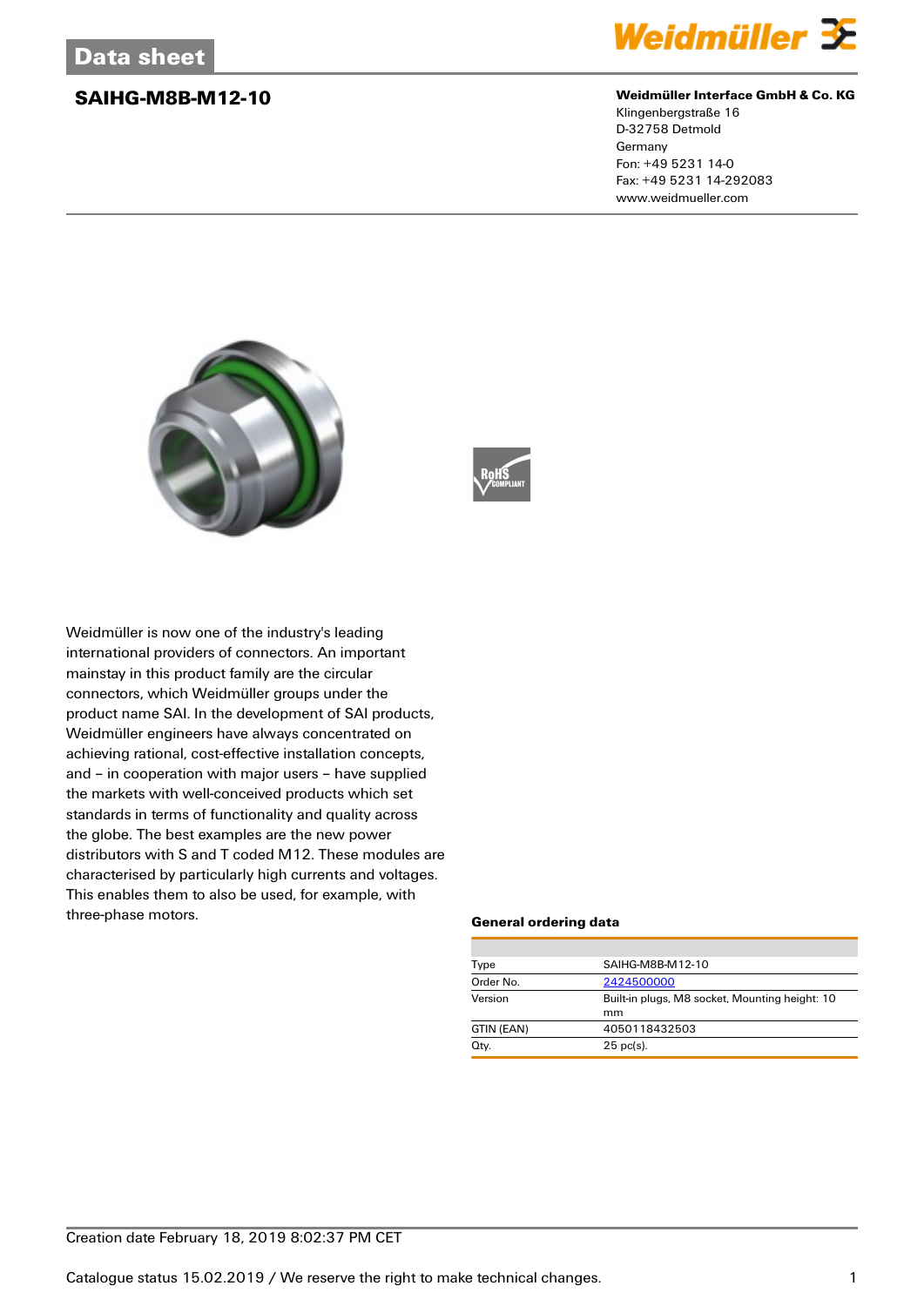Data sheet

# SAIHG-M8B-M12-10

**Weidmüller Interface GmbH & Co. KG**
Klingenbergstraße 16
D-32758 Detmold
Germany
Fon: +49 5231 14-0
Fax: +49 5231 14-292083
www.weidmueller.com

Weidmüller is now one of the industry's leading international providers of connectors. An important mainstay in this product family are the circular connectors, which Weidmüller groups under the product name SAI. In the development of SAI products, Weidmüller engineers have always concentrated on achieving rational, cost-effective installation concepts, and – in cooperation with major users – have supplied the markets with well-conceived products which set standards in terms of functionality and quality across the globe. The best examples are the new power distributors with S and T coded M12. These modules are characterised by particularly high currents and voltages. This enables them to also be used, for example, with three-phase motors.

### General ordering data

| | |
|---|---|
| Type | SAIHG-M8B-M12-10 |
| Order No. | 2424500000 |
| Version | Built-in plugs, M8 socket, Mounting height: 10 mm |
| GTIN (EAN) | 4050118432503 |
| Qty. | 25 pc(s). |

Creation date February 18, 2019 8:02:37 PM CET

Catalogue status 15.02.2019 / We reserve the right to make technical changes.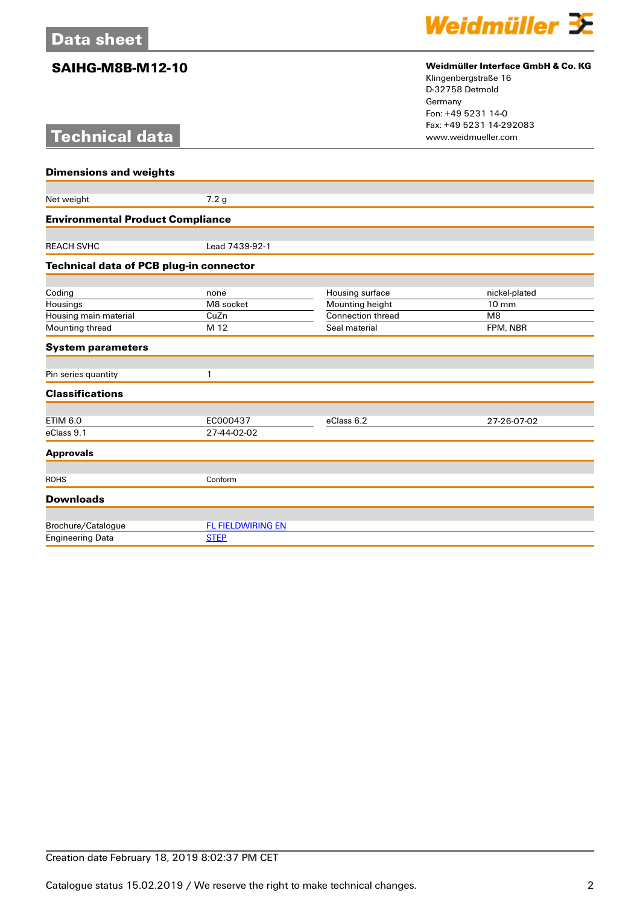# Data sheet

## SAIHG-M8B-M12-10

**Weidmüller Interface GmbH & Co. KG**
Klingenbergstraße 16
D-32758 Detmold
Germany
Fon: +49 5231 14-0
Fax: +49 5231 14-292083
www.weidmueller.com

# Technical data

### Dimensions and weights

| | |
|---|---|
| Net weight | 7.2 g |

### Environmental Product Compliance

| | |
|---|---|
| REACH SVHC | Lead 7439-92-1 |

### Technical data of PCB plug-in connector

| | | | |
|---|---|---|---|
| Coding | none | Housing surface | nickel-plated |
| Housings | M8 socket | Mounting height | 10 mm |
| Housing main material | CuZn | Connection thread | M8 |
| Mounting thread | M 12 | Seal material | FPM, NBR |

### System parameters

| | |
|---|---|
| Pin series quantity | 1 |

### Classifications

| | | | |
|---|---|---|---|
| ETIM 6.0 | EC000437 | eClass 6.2 | 27-26-07-02 |
| eClass 9.1 | 27-44-02-02 | | |

### Approvals

| | |
|---|---|
| ROHS | Conform |

### Downloads

| | |
|---|---|
| Brochure/Catalogue | FL FIELDWIRING EN |
| Engineering Data | STEP |

Creation date February 18, 2019 8:02:37 PM CET

Catalogue status 15.02.2019 / We reserve the right to make technical changes.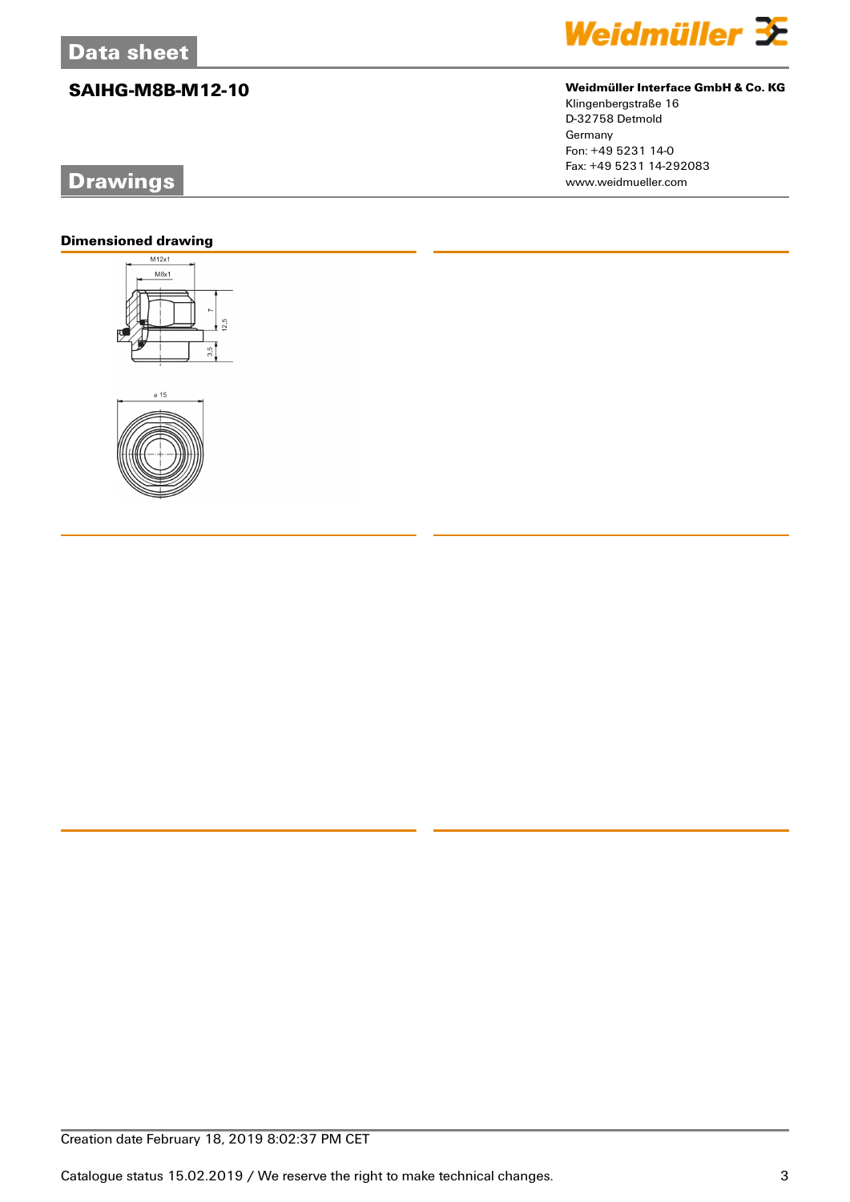# Data sheet

## SAIHG-M8B-M12-10

**Weidmüller Interface GmbH & Co. KG**
Klingenbergstraße 16
D-32758 Detmold
Germany
Fon: +49 5231 14-0
Fax: +49 5231 14-292083
www.weidmueller.com

# Drawings

### Dimensioned drawing

M12x1
M8x1
7
12,5
3,5
ø 15

Creation date February 18, 2019 8:02:37 PM CET

Catalogue status 15.02.2019 / We reserve the right to make technical changes.